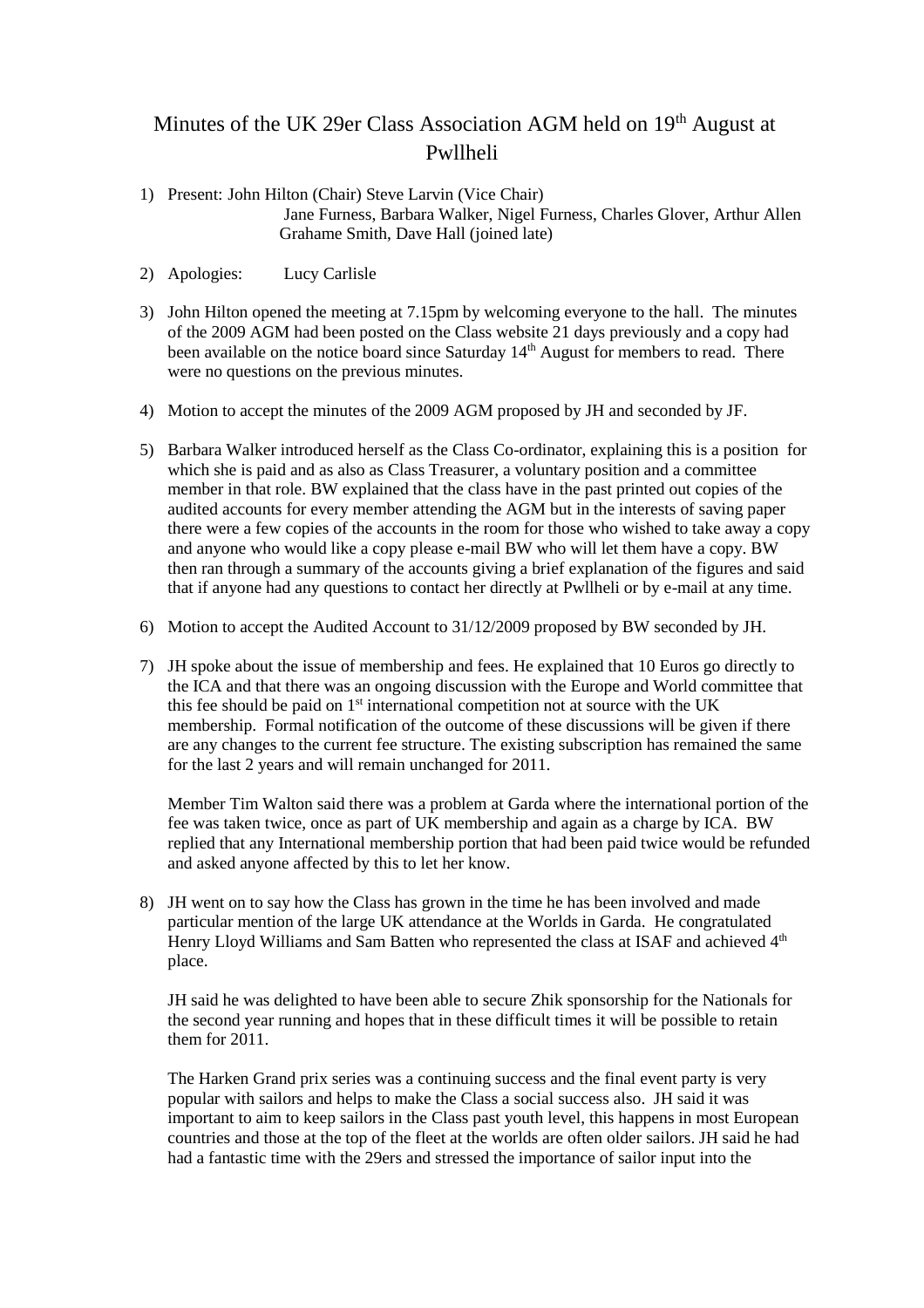# Minutes of the UK 29er Class Association AGM held on 19th August at Pwllheli

1) Present: John Hilton (Chair) Steve Larvin (Vice Chair)
   Jane Furness, Barbara Walker, Nigel Furness, Charles Glover, Arthur Allen
   Grahame Smith, Dave Hall (joined late)

2) Apologies: Lucy Carlisle

3) John Hilton opened the meeting at 7.15pm by welcoming everyone to the hall. The minutes of the 2009 AGM had been posted on the Class website 21 days previously and a copy had been available on the notice board since Saturday 14th August for members to read. There were no questions on the previous minutes.

4) Motion to accept the minutes of the 2009 AGM proposed by JH and seconded by JF.

5) Barbara Walker introduced herself as the Class Co-ordinator, explaining this is a position for which she is paid and as also as Class Treasurer, a voluntary position and a committee member in that role. BW explained that the class have in the past printed out copies of the audited accounts for every member attending the AGM but in the interests of saving paper there were a few copies of the accounts in the room for those who wished to take away a copy and anyone who would like a copy please e-mail BW who will let them have a copy. BW then ran through a summary of the accounts giving a brief explanation of the figures and said that if anyone had any questions to contact her directly at Pwllheli or by e-mail at any time.

6) Motion to accept the Audited Account to 31/12/2009 proposed by BW seconded by JH.

7) JH spoke about the issue of membership and fees. He explained that 10 Euros go directly to the ICA and that there was an ongoing discussion with the Europe and World committee that this fee should be paid on 1st international competition not at source with the UK membership. Formal notification of the outcome of these discussions will be given if there are any changes to the current fee structure. The existing subscription has remained the same for the last 2 years and will remain unchanged for 2011.

   Member Tim Walton said there was a problem at Garda where the international portion of the fee was taken twice, once as part of UK membership and again as a charge by ICA. BW replied that any International membership portion that had been paid twice would be refunded and asked anyone affected by this to let her know.

8) JH went on to say how the Class has grown in the time he has been involved and made particular mention of the large UK attendance at the Worlds in Garda. He congratulated Henry Lloyd Williams and Sam Batten who represented the class at ISAF and achieved 4th place.

   JH said he was delighted to have been able to secure Zhik sponsorship for the Nationals for the second year running and hopes that in these difficult times it will be possible to retain them for 2011.

   The Harken Grand prix series was a continuing success and the final event party is very popular with sailors and helps to make the Class a social success also. JH said it was important to aim to keep sailors in the Class past youth level, this happens in most European countries and those at the top of the fleet at the worlds are often older sailors. JH said he had had a fantastic time with the 29ers and stressed the importance of sailor input into the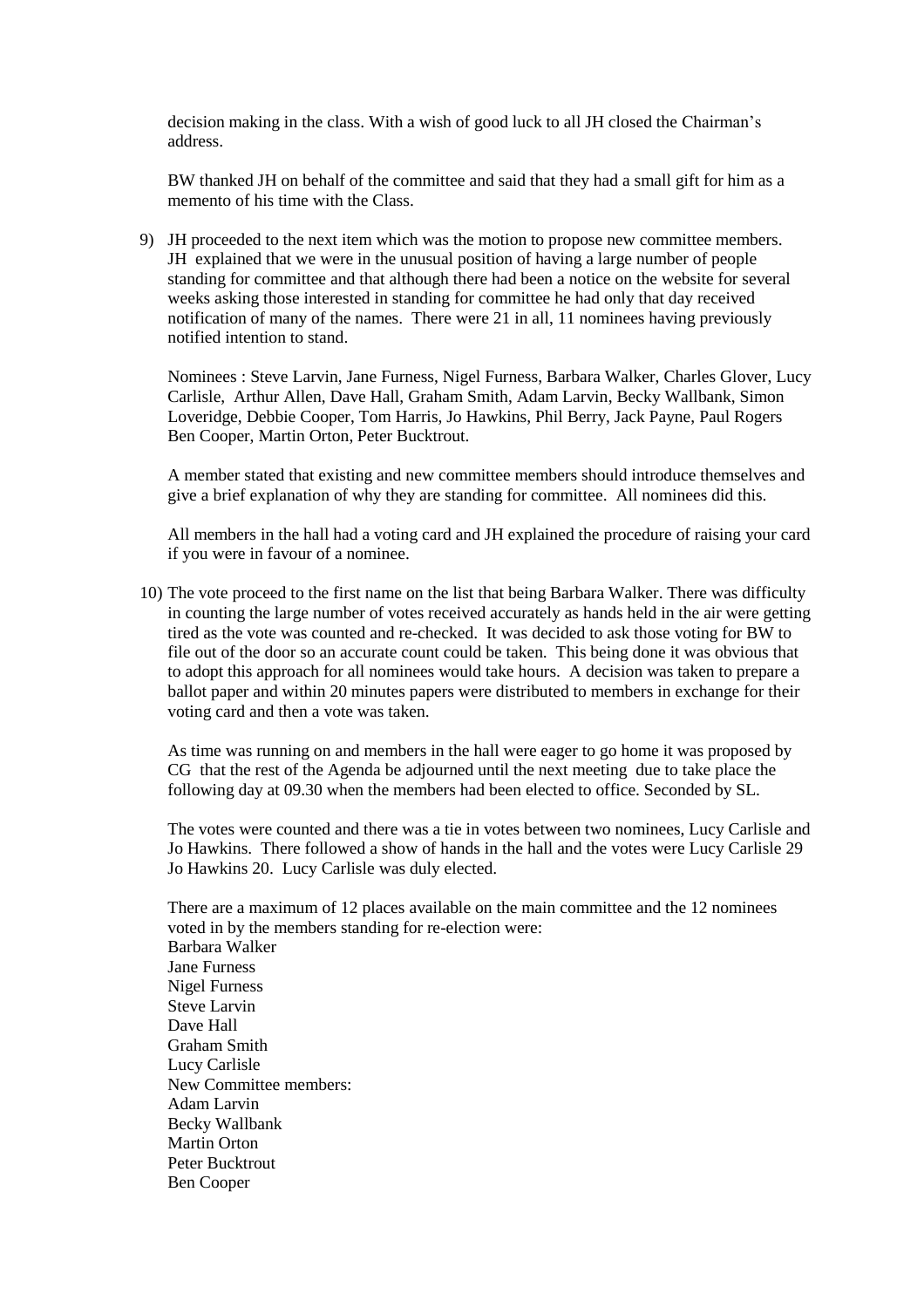decision making in the class. With a wish of good luck to all JH closed the Chairman's address.

BW thanked JH on behalf of the committee and said that they had a small gift for him as a memento of his time with the Class.

9) JH proceeded to the next item which was the motion to propose new committee members. JH explained that we were in the unusual position of having a large number of people standing for committee and that although there had been a notice on the website for several weeks asking those interested in standing for committee he had only that day received notification of many of the names. There were 21 in all, 11 nominees having previously notified intention to stand.

   Nominees : Steve Larvin, Jane Furness, Nigel Furness, Barbara Walker, Charles Glover, Lucy Carlisle, Arthur Allen, Dave Hall, Graham Smith, Adam Larvin, Becky Wallbank, Simon Loveridge, Debbie Cooper, Tom Harris, Jo Hawkins, Phil Berry, Jack Payne, Paul Rogers Ben Cooper, Martin Orton, Peter Bucktrout.

   A member stated that existing and new committee members should introduce themselves and give a brief explanation of why they are standing for committee. All nominees did this.

   All members in the hall had a voting card and JH explained the procedure of raising your card if you were in favour of a nominee.

10) The vote proceed to the first name on the list that being Barbara Walker. There was difficulty in counting the large number of votes received accurately as hands held in the air were getting tired as the vote was counted and re-checked. It was decided to ask those voting for BW to file out of the door so an accurate count could be taken. This being done it was obvious that to adopt this approach for all nominees would take hours. A decision was taken to prepare a ballot paper and within 20 minutes papers were distributed to members in exchange for their voting card and then a vote was taken.

    As time was running on and members in the hall were eager to go home it was proposed by CG that the rest of the Agenda be adjourned until the next meeting due to take place the following day at 09.30 when the members had been elected to office. Seconded by SL.

    The votes were counted and there was a tie in votes between two nominees, Lucy Carlisle and Jo Hawkins. There followed a show of hands in the hall and the votes were Lucy Carlisle 29 Jo Hawkins 20. Lucy Carlisle was duly elected.

    There are a maximum of 12 places available on the main committee and the 12 nominees voted in by the members standing for re-election were:
    Barbara Walker
    Jane Furness
    Nigel Furness
    Steve Larvin
    Dave Hall
    Graham Smith
    Lucy Carlisle
    New Committee members:
    Adam Larvin
    Becky Wallbank
    Martin Orton
    Peter Bucktrout
    Ben Cooper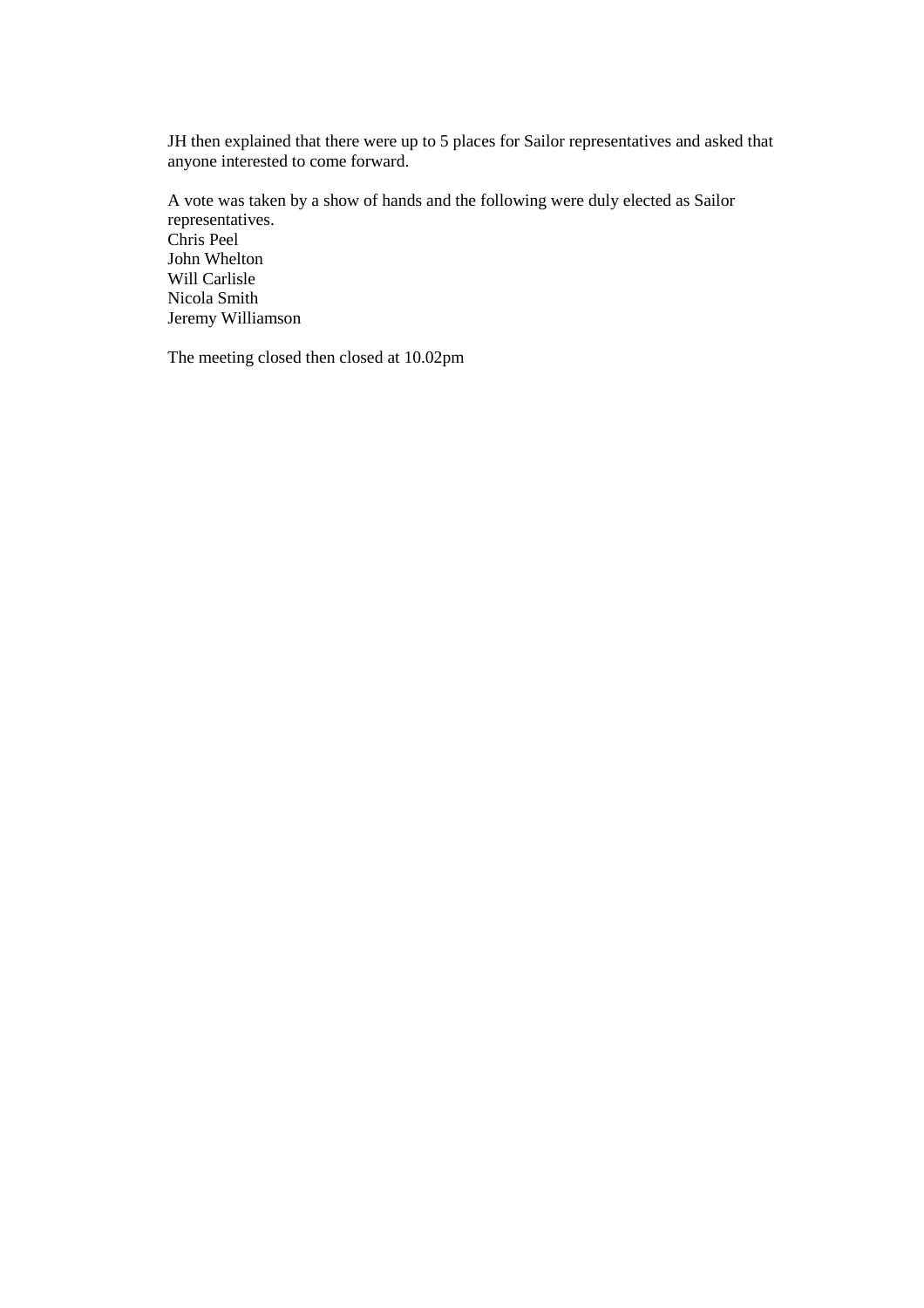JH then explained that there were up to 5 places for Sailor representatives and asked that anyone interested to come forward.

A vote was taken by a show of hands and the following were duly elected as Sailor representatives.
Chris Peel
John Whelton
Will Carlisle
Nicola Smith
Jeremy Williamson

The meeting closed then closed at 10.02pm